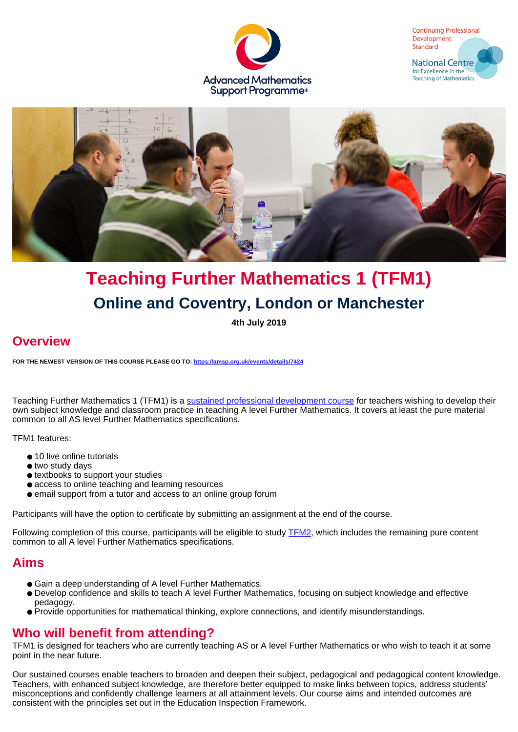# Teaching Further Mathematics 1 (TFM1)

## Online and Coventry, London or Manchester

**4th July 2019**

## Overview

**FOR THE NEWEST VERSION OF THIS COURSE PLEASE GO TO: [https://amsp.org.uk/events/details/7424](https://amsp.org.uk/events/details/7424)**

Teaching Further Mathematics 1 (TFM1) is a sustained professional development course for teachers wishing to develop their own subject knowledge and classroom practice in teaching A level Further Mathematics. It covers at least the pure material common to all AS level Further Mathematics specifications.

TFM1 features:

- 10 live online tutorials
- two study days
- textbooks to support your studies
- access to online teaching and learning resources
- email support from a tutor and access to an online group forum

Participants will have the option to certificate by submitting an assignment at the end of the course.

Following completion of this course, participants will be eligible to study TFM2, which includes the remaining pure content common to all A level Further Mathematics specifications.

## Aims

- Gain a deep understanding of A level Further Mathematics.
- Develop confidence and skills to teach A level Further Mathematics, focusing on subject knowledge and effective pedagogy.
- Provide opportunities for mathematical thinking, explore connections, and identify misunderstandings.

## Who will benefit from attending?

TFM1 is designed for teachers who are currently teaching AS or A level Further Mathematics or who wish to teach it at some point in the near future.

Our sustained courses enable teachers to broaden and deepen their subject, pedagogical and pedagogical content knowledge. Teachers, with enhanced subject knowledge, are therefore better equipped to make links between topics, address students' misconceptions and confidently challenge learners at all attainment levels. Our course aims and intended outcomes are consistent with the principles set out in the Education Inspection Framework.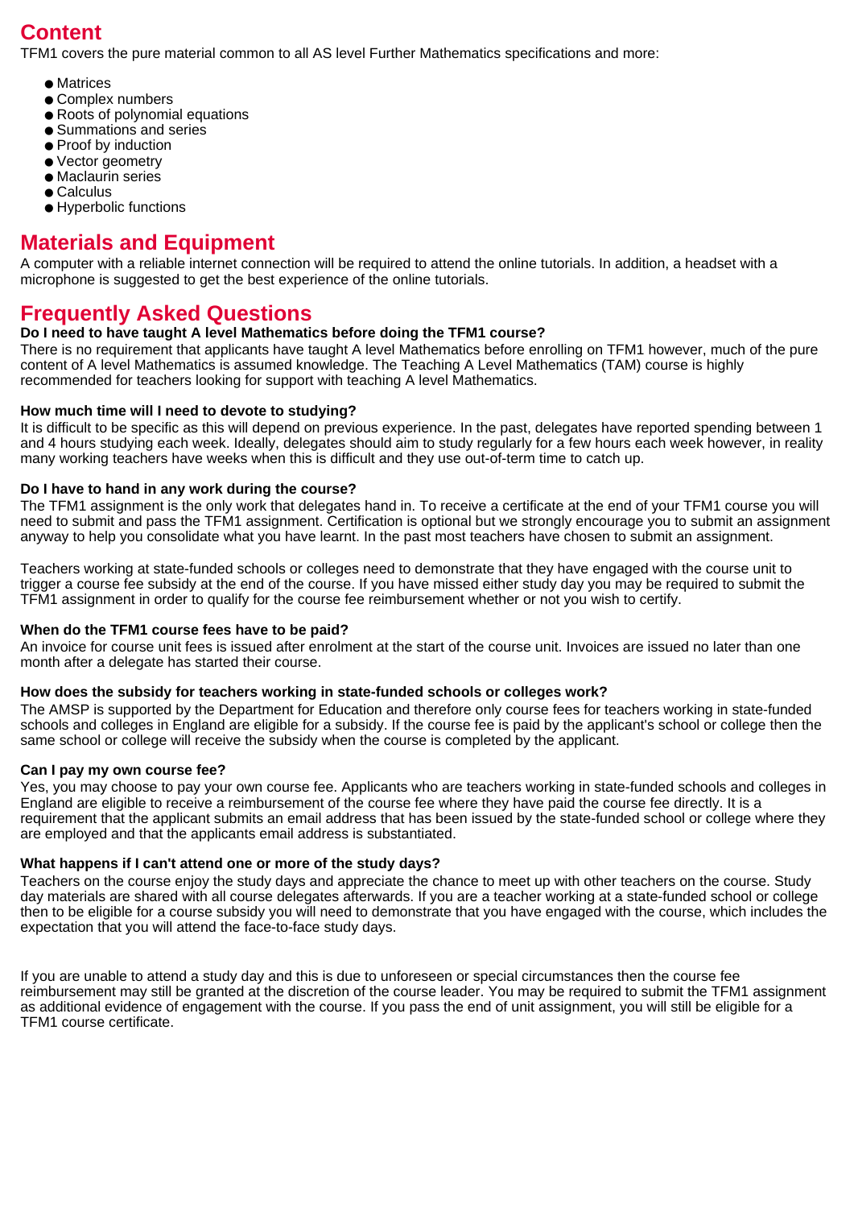## Content

TFM1 covers the pure material common to all AS level Further Mathematics specifications and more:

- Matrices
- Complex numbers
- Roots of polynomial equations
- Summations and series
- Proof by induction
- Vector geometry
- Maclaurin series
- Calculus
- Hyperbolic functions

## Materials and Equipment

A computer with a reliable internet connection will be required to attend the online tutorials. In addition, a headset with a microphone is suggested to get the best experience of the online tutorials.

## Frequently Asked Questions

**Do I need to have taught A level Mathematics before doing the TFM1 course?**

There is no requirement that applicants have taught A level Mathematics before enrolling on TFM1 however, much of the pure content of A level Mathematics is assumed knowledge. The Teaching A Level Mathematics (TAM) course is highly recommended for teachers looking for support with teaching A level Mathematics.

**How much time will I need to devote to studying?**

It is difficult to be specific as this will depend on previous experience. In the past, delegates have reported spending between 1 and 4 hours studying each week. Ideally, delegates should aim to study regularly for a few hours each week however, in reality many working teachers have weeks when this is difficult and they use out-of-term time to catch up.

**Do I have to hand in any work during the course?**

The TFM1 assignment is the only work that delegates hand in. To receive a certificate at the end of your TFM1 course you will need to submit and pass the TFM1 assignment. Certification is optional but we strongly encourage you to submit an assignment anyway to help you consolidate what you have learnt. In the past most teachers have chosen to submit an assignment.

Teachers working at state-funded schools or colleges need to demonstrate that they have engaged with the course unit to trigger a course fee subsidy at the end of the course. If you have missed either study day you may be required to submit the TFM1 assignment in order to qualify for the course fee reimbursement whether or not you wish to certify.

**When do the TFM1 course fees have to be paid?**

An invoice for course unit fees is issued after enrolment at the start of the course unit. Invoices are issued no later than one month after a delegate has started their course.

**How does the subsidy for teachers working in state-funded schools or colleges work?**

The AMSP is supported by the Department for Education and therefore only course fees for teachers working in state-funded schools and colleges in England are eligible for a subsidy. If the course fee is paid by the applicant's school or college then the same school or college will receive the subsidy when the course is completed by the applicant.

**Can I pay my own course fee?**

Yes, you may choose to pay your own course fee. Applicants who are teachers working in state-funded schools and colleges in England are eligible to receive a reimbursement of the course fee where they have paid the course fee directly. It is a requirement that the applicant submits an email address that has been issued by the state-funded school or college where they are employed and that the applicants email address is substantiated.

**What happens if I can't attend one or more of the study days?**

Teachers on the course enjoy the study days and appreciate the chance to meet up with other teachers on the course. Study day materials are shared with all course delegates afterwards. If you are a teacher working at a state-funded school or college then to be eligible for a course subsidy you will need to demonstrate that you have engaged with the course, which includes the expectation that you will attend the face-to-face study days.

If you are unable to attend a study day and this is due to unforeseen or special circumstances then the course fee reimbursement may still be granted at the discretion of the course leader. You may be required to submit the TFM1 assignment as additional evidence of engagement with the course. If you pass the end of unit assignment, you will still be eligible for a TFM1 course certificate.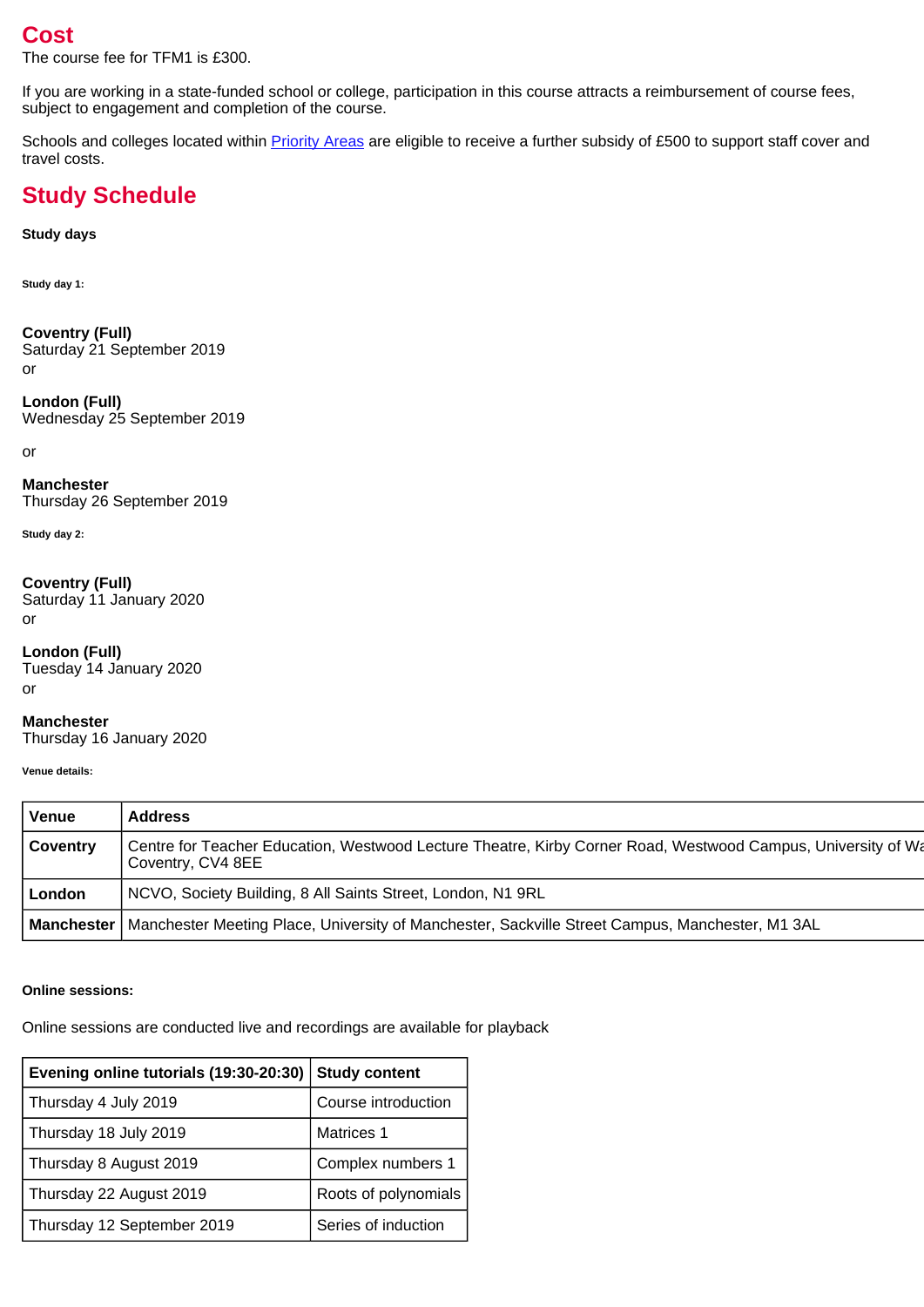## Cost

The course fee for TFM1 is £300.

If you are working in a state-funded school or college, participation in this course attracts a reimbursement of course fees, subject to engagement and completion of the course.

Schools and colleges located within [Priority Areas]() are eligible to receive a further subsidy of £500 to support staff cover and travel costs.

## Study Schedule

**Study days**

**Study day 1:**

**Coventry (Full)**
Saturday 21 September 2019
or

**London (Full)**
Wednesday 25 September 2019

or

**Manchester**
Thursday 26 September 2019

**Study day 2:**

**Coventry (Full)**
Saturday 11 January 2020
or

**London (Full)**
Tuesday 14 January 2020
or

**Manchester**
Thursday 16 January 2020

**Venue details:**

| Venue | Address |
|---|---|
| **Coventry** | Centre for Teacher Education, Westwood Lecture Theatre, Kirby Corner Road, Westwood Campus, University of Wa Coventry, CV4 8EE |
| **London** | NCVO, Society Building, 8 All Saints Street, London, N1 9RL |
| **Manchester** | Manchester Meeting Place, University of Manchester, Sackville Street Campus, Manchester, M1 3AL |

**Online sessions:**

Online sessions are conducted live and recordings are available for playback

| Evening online tutorials (19:30-20:30) | Study content |
|---|---|
| Thursday 4 July 2019 | Course introduction |
| Thursday 18 July 2019 | Matrices 1 |
| Thursday 8 August 2019 | Complex numbers 1 |
| Thursday 22 August 2019 | Roots of polynomials |
| Thursday 12 September 2019 | Series of induction |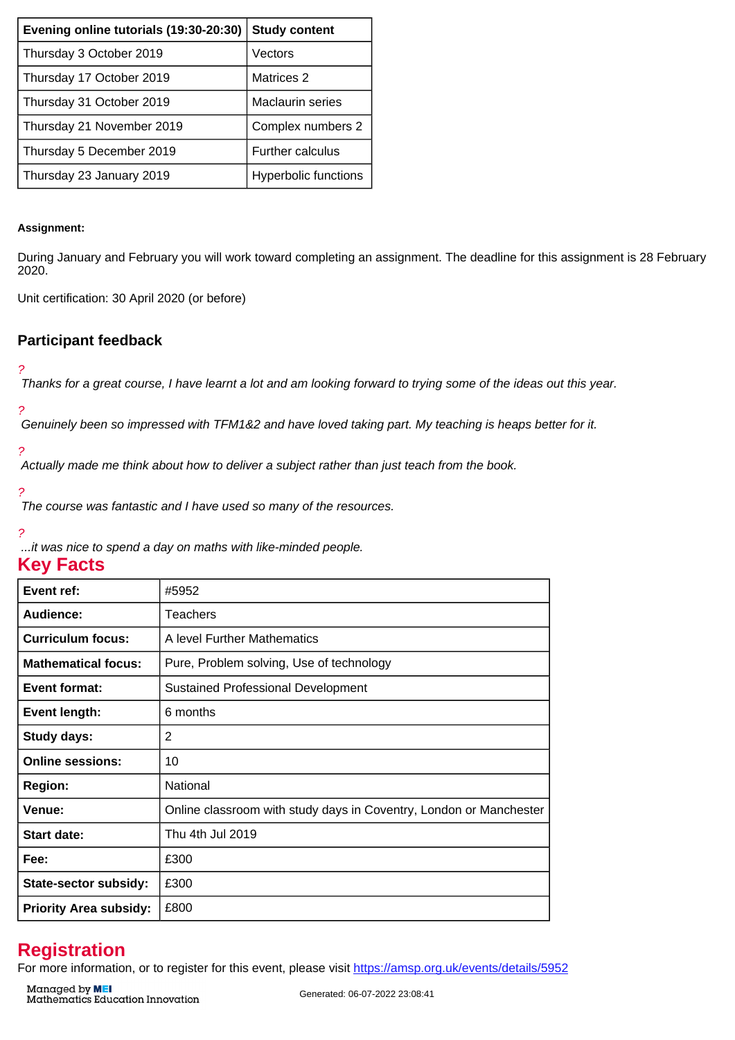| Evening online tutorials (19:30-20:30) | Study content |
|---|---|
| Thursday 3 October 2019 | Vectors |
| Thursday 17 October 2019 | Matrices 2 |
| Thursday 31 October 2019 | Maclaurin series |
| Thursday 21 November 2019 | Complex numbers 2 |
| Thursday 5 December 2019 | Further calculus |
| Thursday 23 January 2019 | Hyperbolic functions |

**Assignment:**

During January and February you will work toward completing an assignment. The deadline for this assignment is 28 February 2020.

Unit certification: 30 April 2020 (or before)

## Participant feedback

?
*Thanks for a great course, I have learnt a lot and am looking forward to trying some of the ideas out this year.*

?
*Genuinely been so impressed with TFM1&2 and have loved taking part. My teaching is heaps better for it.*

?
*Actually made me think about how to deliver a subject rather than just teach from the book.*

?
*The course was fantastic and I have used so many of the resources.*

?
*...it was nice to spend a day on maths with like-minded people.*

## Key Facts

| | |
|---|---|
| **Event ref:** | #5952 |
| **Audience:** | Teachers |
| **Curriculum focus:** | A level Further Mathematics |
| **Mathematical focus:** | Pure, Problem solving, Use of technology |
| **Event format:** | Sustained Professional Development |
| **Event length:** | 6 months |
| **Study days:** | 2 |
| **Online sessions:** | 10 |
| **Region:** | National |
| **Venue:** | Online classroom with study days in Coventry, London or Manchester |
| **Start date:** | Thu 4th Jul 2019 |
| **Fee:** | £300 |
| **State-sector subsidy:** | £300 |
| **Priority Area subsidy:** | £800 |

## Registration

For more information, or to register for this event, please visit https://amsp.org.uk/events/details/5952

Managed by MEI
Mathematics Education Innovation

Generated: 06-07-2022 23:08:41